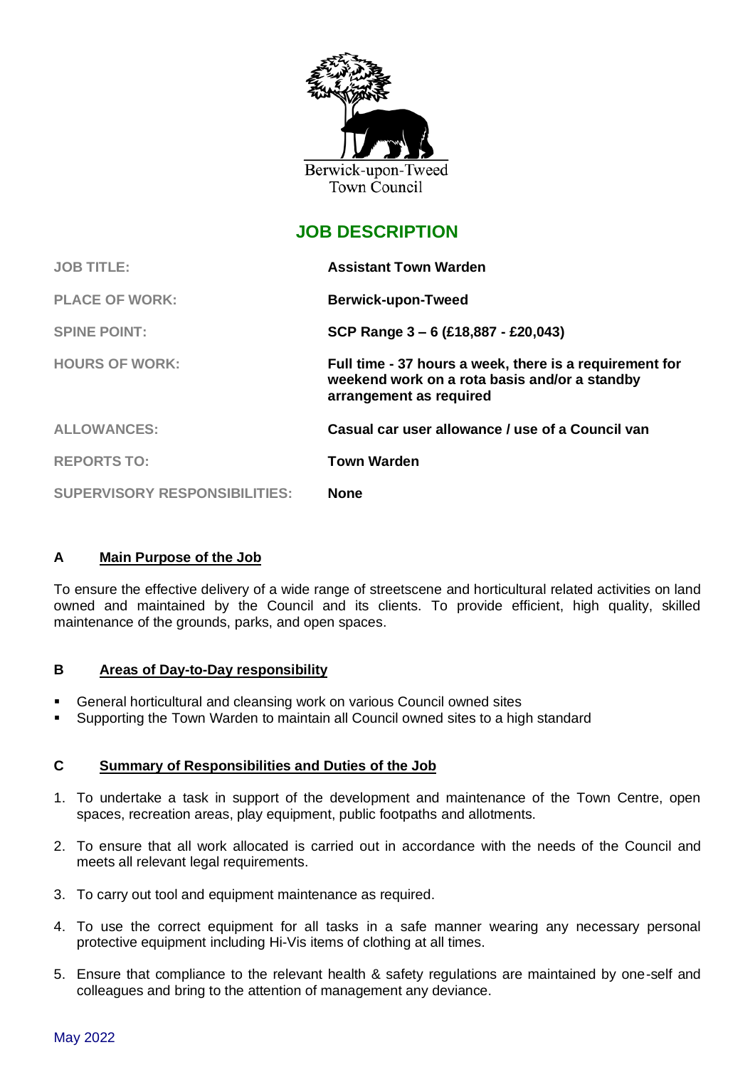Berwick-upon-Tweed
Town Council

# JOB DESCRIPTION

| | |
|---|---|
| JOB TITLE: | **Assistant Town Warden** |
| PLACE OF WORK: | **Berwick-upon-Tweed** |
| SPINE POINT: | **SCP Range 3 – 6 (£18,887 - £20,043)** |
| HOURS OF WORK: | **Full time - 37 hours a week, there is a requirement for weekend work on a rota basis and/or a standby arrangement as required** |
| ALLOWANCES: | **Casual car user allowance / use of a Council van** |
| REPORTS TO: | **Town Warden** |
| SUPERVISORY RESPONSIBILITIES: | **None** |

## A Main Purpose of the Job

To ensure the effective delivery of a wide range of streetscene and horticultural related activities on land owned and maintained by the Council and its clients. To provide efficient, high quality, skilled maintenance of the grounds, parks, and open spaces.

## B Areas of Day-to-Day responsibility

- General horticultural and cleansing work on various Council owned sites
- Supporting the Town Warden to maintain all Council owned sites to a high standard

## C Summary of Responsibilities and Duties of the Job

1. To undertake a task in support of the development and maintenance of the Town Centre, open spaces, recreation areas, play equipment, public footpaths and allotments.
2. To ensure that all work allocated is carried out in accordance with the needs of the Council and meets all relevant legal requirements.
3. To carry out tool and equipment maintenance as required.
4. To use the correct equipment for all tasks in a safe manner wearing any necessary personal protective equipment including Hi-Vis items of clothing at all times.
5. Ensure that compliance to the relevant health & safety regulations are maintained by one-self and colleagues and bring to the attention of management any deviance.

May 2022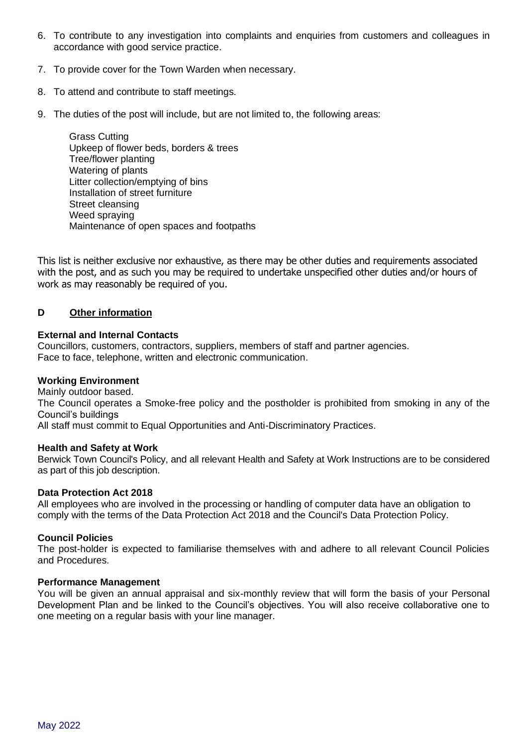6. To contribute to any investigation into complaints and enquiries from customers and colleagues in accordance with good service practice.

7. To provide cover for the Town Warden when necessary.

8. To attend and contribute to staff meetings.

9. The duties of the post will include, but are not limited to, the following areas:

   Grass Cutting
   Upkeep of flower beds, borders & trees
   Tree/flower planting
   Watering of plants
   Litter collection/emptying of bins
   Installation of street furniture
   Street cleansing
   Weed spraying
   Maintenance of open spaces and footpaths

This list is neither exclusive nor exhaustive, as there may be other duties and requirements associated with the post, and as such you may be required to undertake unspecified other duties and/or hours of work as may reasonably be required of you.

## D Other information

**External and Internal Contacts**
Councillors, customers, contractors, suppliers, members of staff and partner agencies.
Face to face, telephone, written and electronic communication.

**Working Environment**
Mainly outdoor based.
The Council operates a Smoke-free policy and the postholder is prohibited from smoking in any of the Council's buildings
All staff must commit to Equal Opportunities and Anti-Discriminatory Practices.

**Health and Safety at Work**
Berwick Town Council's Policy, and all relevant Health and Safety at Work Instructions are to be considered as part of this job description.

**Data Protection Act 2018**
All employees who are involved in the processing or handling of computer data have an obligation to comply with the terms of the Data Protection Act 2018 and the Council's Data Protection Policy.

**Council Policies**
The post-holder is expected to familiarise themselves with and adhere to all relevant Council Policies and Procedures.

**Performance Management**
You will be given an annual appraisal and six-monthly review that will form the basis of your Personal Development Plan and be linked to the Council's objectives. You will also receive collaborative one to one meeting on a regular basis with your line manager.

May 2022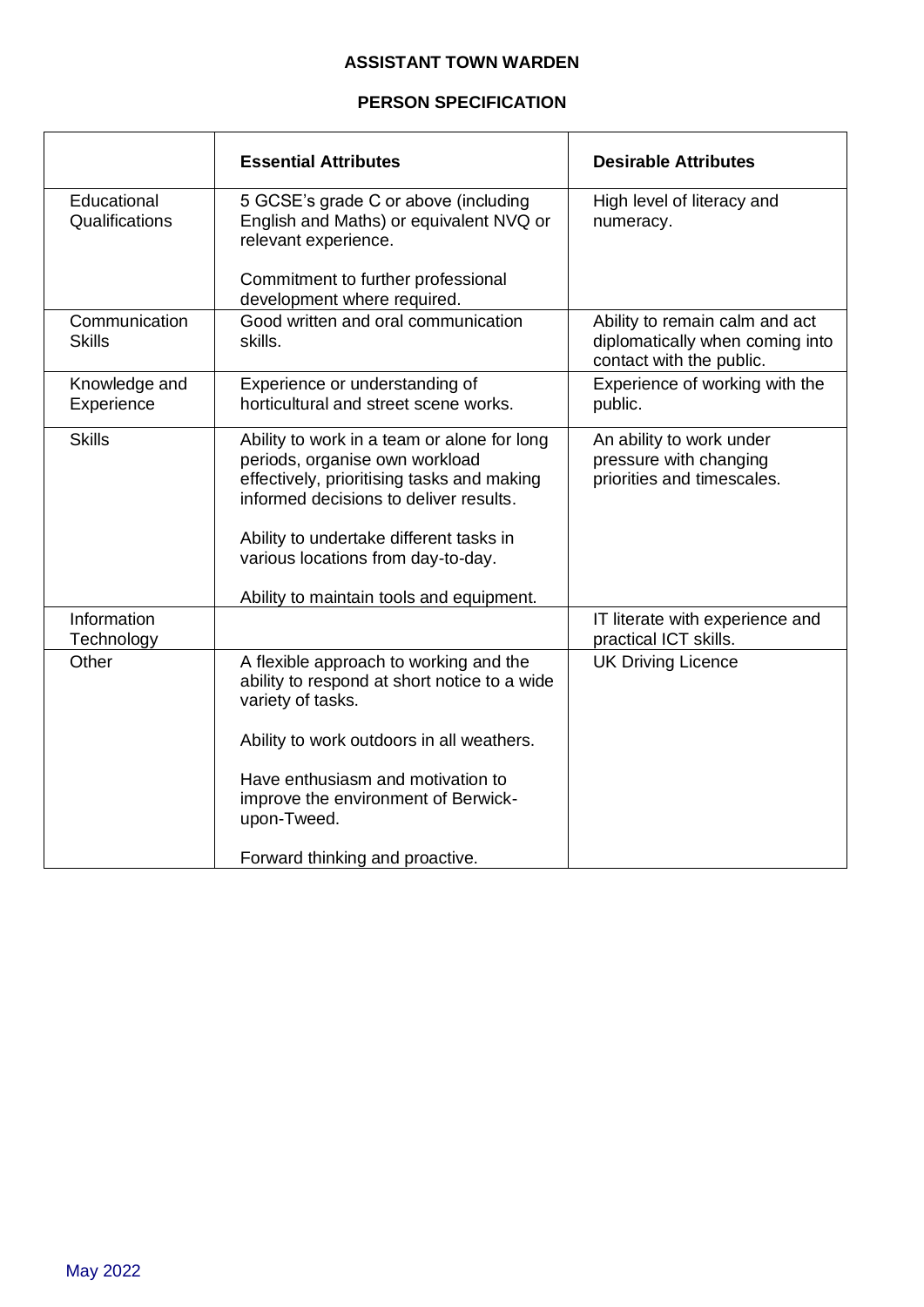# ASSISTANT TOWN WARDEN

## PERSON SPECIFICATION

| | Essential Attributes | Desirable Attributes |
|---|---|---|
| Educational Qualifications | 5 GCSE's grade C or above (including English and Maths) or equivalent NVQ or relevant experience.<br><br>Commitment to further professional development where required. | High level of literacy and numeracy. |
| Communication Skills | Good written and oral communication skills. | Ability to remain calm and act diplomatically when coming into contact with the public. |
| Knowledge and Experience | Experience or understanding of horticultural and street scene works. | Experience of working with the public. |
| Skills | Ability to work in a team or alone for long periods, organise own workload effectively, prioritising tasks and making informed decisions to deliver results.<br><br>Ability to undertake different tasks in various locations from day-to-day.<br><br>Ability to maintain tools and equipment. | An ability to work under pressure with changing priorities and timescales. |
| Information Technology | | IT literate with experience and practical ICT skills. |
| Other | A flexible approach to working and the ability to respond at short notice to a wide variety of tasks.<br><br>Ability to work outdoors in all weathers.<br><br>Have enthusiasm and motivation to improve the environment of Berwick-upon-Tweed.<br><br>Forward thinking and proactive. | UK Driving Licence |

May 2022